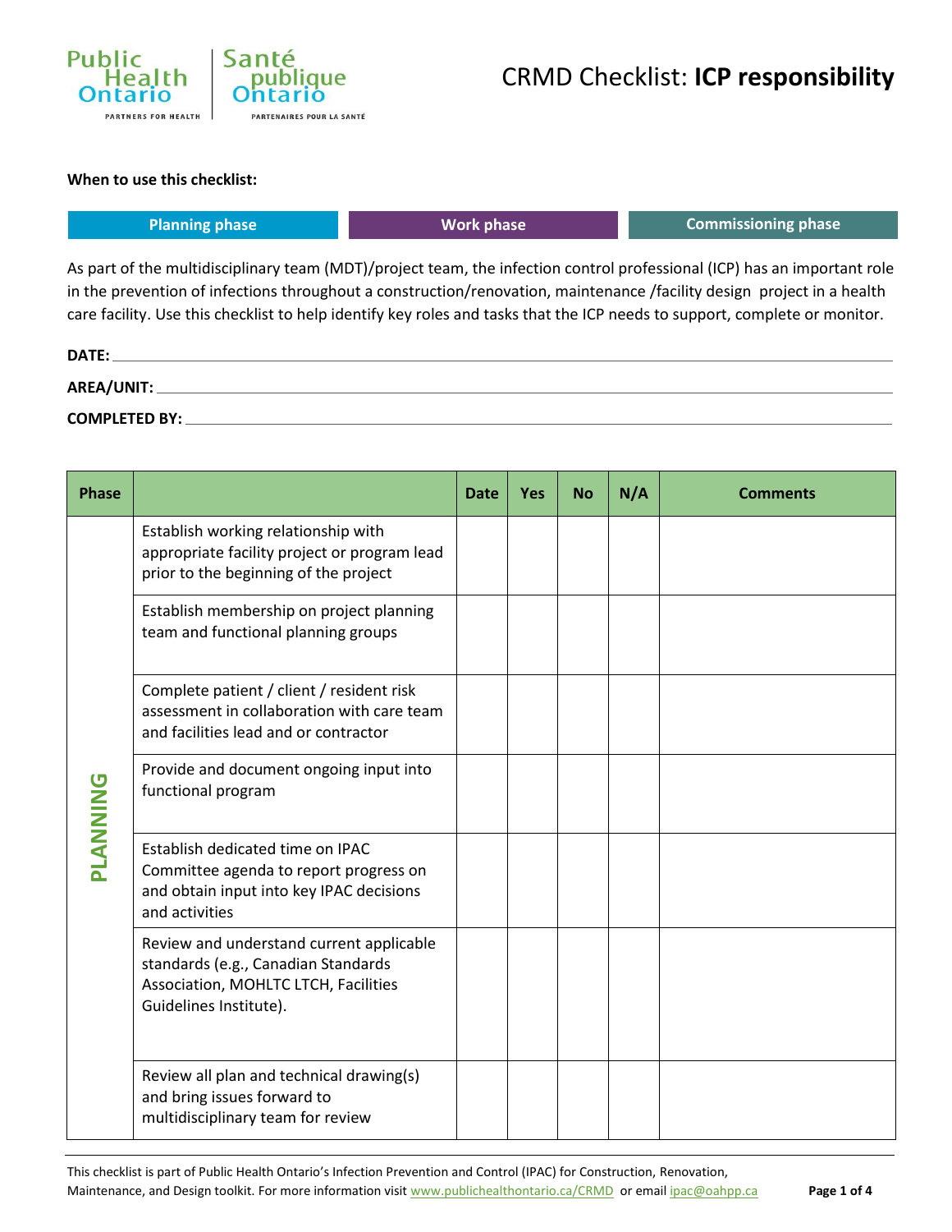# CRMD Checklist: **ICP responsibility**

**When to use this checklist:**

| Planning phase | Work phase | Commissioning phase |
|---|---|---|

As part of the multidisciplinary team (MDT)/project team, the infection control professional (ICP) has an important role in the prevention of infections throughout a construction/renovation, maintenance /facility design project in a health care facility. Use this checklist to help identify key roles and tasks that the ICP needs to support, complete or monitor.

**DATE:** ______________________

**AREA/UNIT:** ______________________

**COMPLETED BY:** ______________________

| Phase | | Date | Yes | No | N/A | Comments |
|---|---|---|---|---|---|---|
| **PLANNING** | Establish working relationship with appropriate facility project or program lead prior to the beginning of the project | | | | | |
| | Establish membership on project planning team and functional planning groups | | | | | |
| | Complete patient / client / resident risk assessment in collaboration with care team and facilities lead and or contractor | | | | | |
| | Provide and document ongoing input into functional program | | | | | |
| | Establish dedicated time on IPAC Committee agenda to report progress on and obtain input into key IPAC decisions and activities | | | | | |
| | Review and understand current applicable standards (e.g., Canadian Standards Association, MOHLTC LTCH, Facilities Guidelines Institute). | | | | | |
| | Review all plan and technical drawing(s) and bring issues forward to multidisciplinary team for review | | | | | |

This checklist is part of Public Health Ontario's Infection Prevention and Control (IPAC) for Construction, Renovation, Maintenance, and Design toolkit. For more information visit www.publichealthontario.ca/CRMD or email ipac@oahpp.ca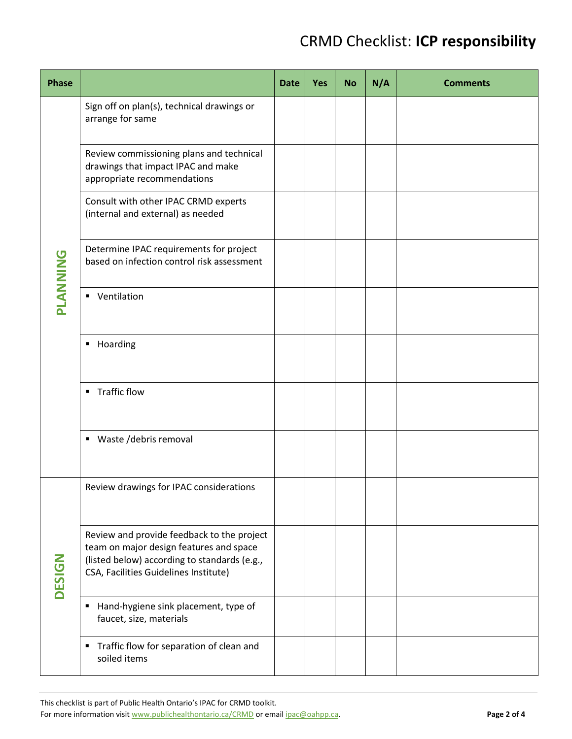# CRMD Checklist: **ICP responsibility**

| Phase | | Date | Yes | No | N/A | Comments |
|---|---|---|---|---|---|---|
| PLANNING | Sign off on plan(s), technical drawings or arrange for same | | | | | |
| | Review commissioning plans and technical drawings that impact IPAC and make appropriate recommendations | | | | | |
| | Consult with other IPAC CRMD experts (internal and external) as needed | | | | | |
| | Determine IPAC requirements for project based on infection control risk assessment | | | | | |
| | ▪ Ventilation | | | | | |
| | ▪ Hoarding | | | | | |
| | ▪ Traffic flow | | | | | |
| | ▪ Waste /debris removal | | | | | |
| DESIGN | Review drawings for IPAC considerations | | | | | |
| | Review and provide feedback to the project team on major design features and space (listed below) according to standards (e.g., CSA, Facilities Guidelines Institute) | | | | | |
| | ▪ Hand-hygiene sink placement, type of faucet, size, materials | | | | | |
| | ▪ Traffic flow for separation of clean and soiled items | | | | | |

This checklist is part of Public Health Ontario's IPAC for CRMD toolkit.
For more information visit www.publichealthontario.ca/CRMD or email ipac@oahpp.ca.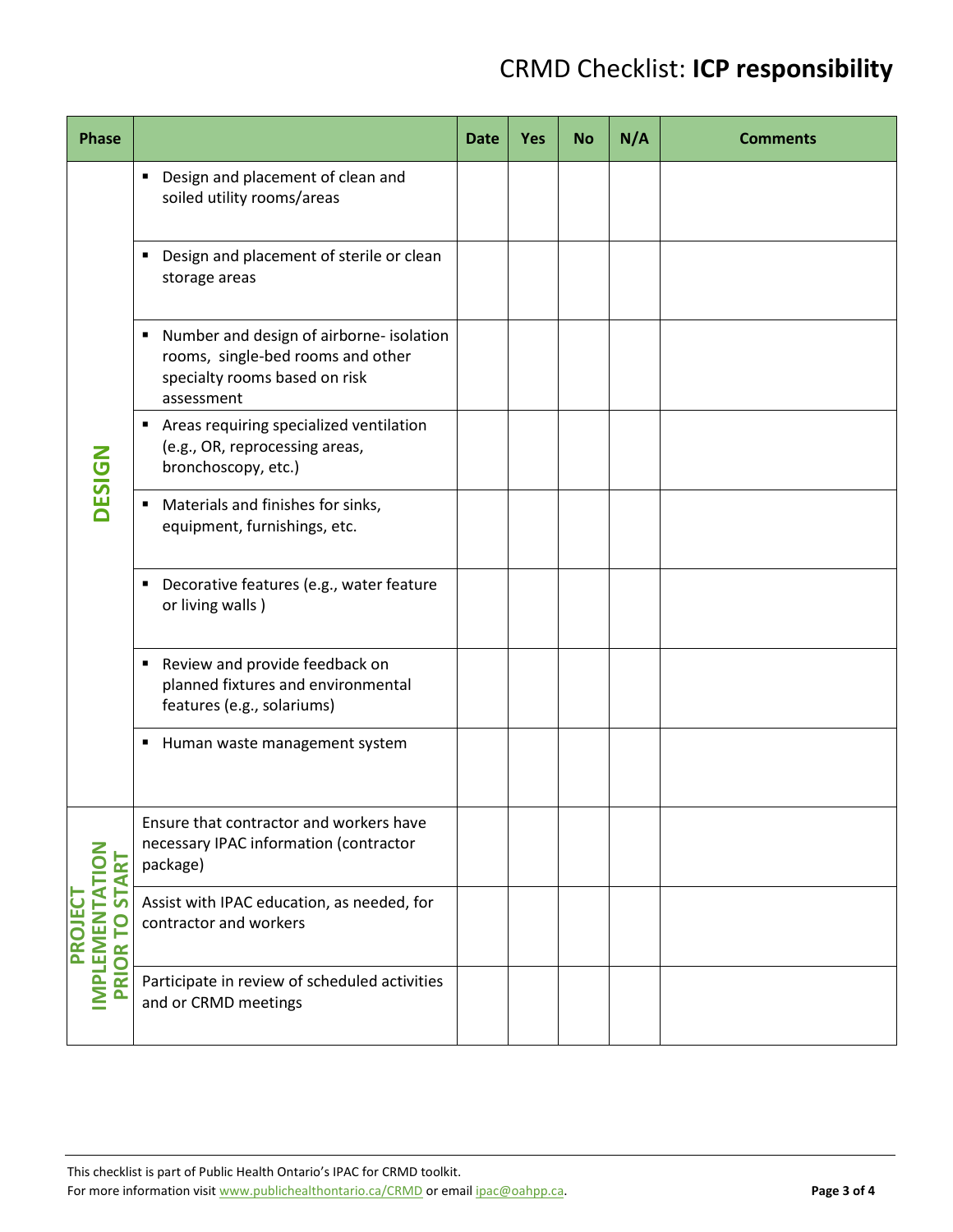# CRMD Checklist: **ICP responsibility**

| Phase | | Date | Yes | No | N/A | Comments |
|---|---|---|---|---|---|---|
| **DESIGN** | ▪ Design and placement of clean and soiled utility rooms/areas | | | | | |
| | ▪ Design and placement of sterile or clean storage areas | | | | | |
| | ▪ Number and design of airborne- isolation rooms, single-bed rooms and other specialty rooms based on risk assessment | | | | | |
| | ▪ Areas requiring specialized ventilation (e.g., OR, reprocessing areas, bronchoscopy, etc.) | | | | | |
| | ▪ Materials and finishes for sinks, equipment, furnishings, etc. | | | | | |
| | ▪ Decorative features (e.g., water feature or living walls ) | | | | | |
| | ▪ Review and provide feedback on planned fixtures and environmental features (e.g., solariums) | | | | | |
| | ▪ Human waste management system | | | | | |
| **PROJECT IMPLEMENTATION PRIOR TO START** | Ensure that contractor and workers have necessary IPAC information (contractor package) | | | | | |
| | Assist with IPAC education, as needed, for contractor and workers | | | | | |
| | Participate in review of scheduled activities and or CRMD meetings | | | | | |

This checklist is part of Public Health Ontario's IPAC for CRMD toolkit.
For more information visit www.publichealthontario.ca/CRMD or email ipac@oahpp.ca.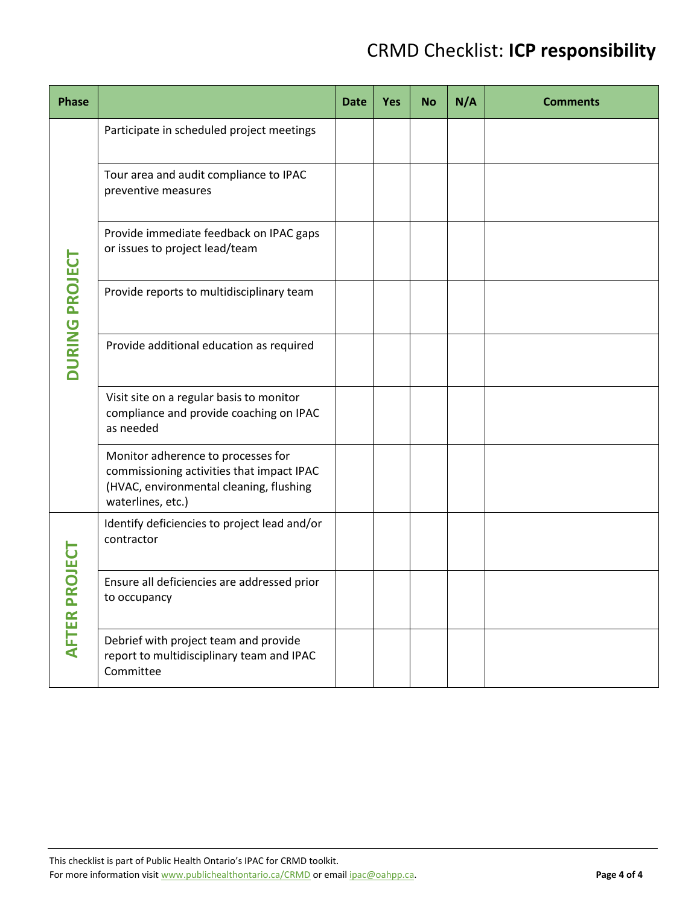# CRMD Checklist: **ICP responsibility**

| Phase | | Date | Yes | No | N/A | Comments |
|---|---|---|---|---|---|---|
| DURING PROJECT | Participate in scheduled project meetings | | | | | |
| | Tour area and audit compliance to IPAC preventive measures | | | | | |
| | Provide immediate feedback on IPAC gaps or issues to project lead/team | | | | | |
| | Provide reports to multidisciplinary team | | | | | |
| | Provide additional education as required | | | | | |
| | Visit site on a regular basis to monitor compliance and provide coaching on IPAC as needed | | | | | |
| | Monitor adherence to processes for commissioning activities that impact IPAC (HVAC, environmental cleaning, flushing waterlines, etc.) | | | | | |
| AFTER PROJECT | Identify deficiencies to project lead and/or contractor | | | | | |
| | Ensure all deficiencies are addressed prior to occupancy | | | | | |
| | Debrief with project team and provide report to multidisciplinary team and IPAC Committee | | | | | |

This checklist is part of Public Health Ontario's IPAC for CRMD toolkit.
For more information visit www.publichealthontario.ca/CRMD or email ipac@oahpp.ca.